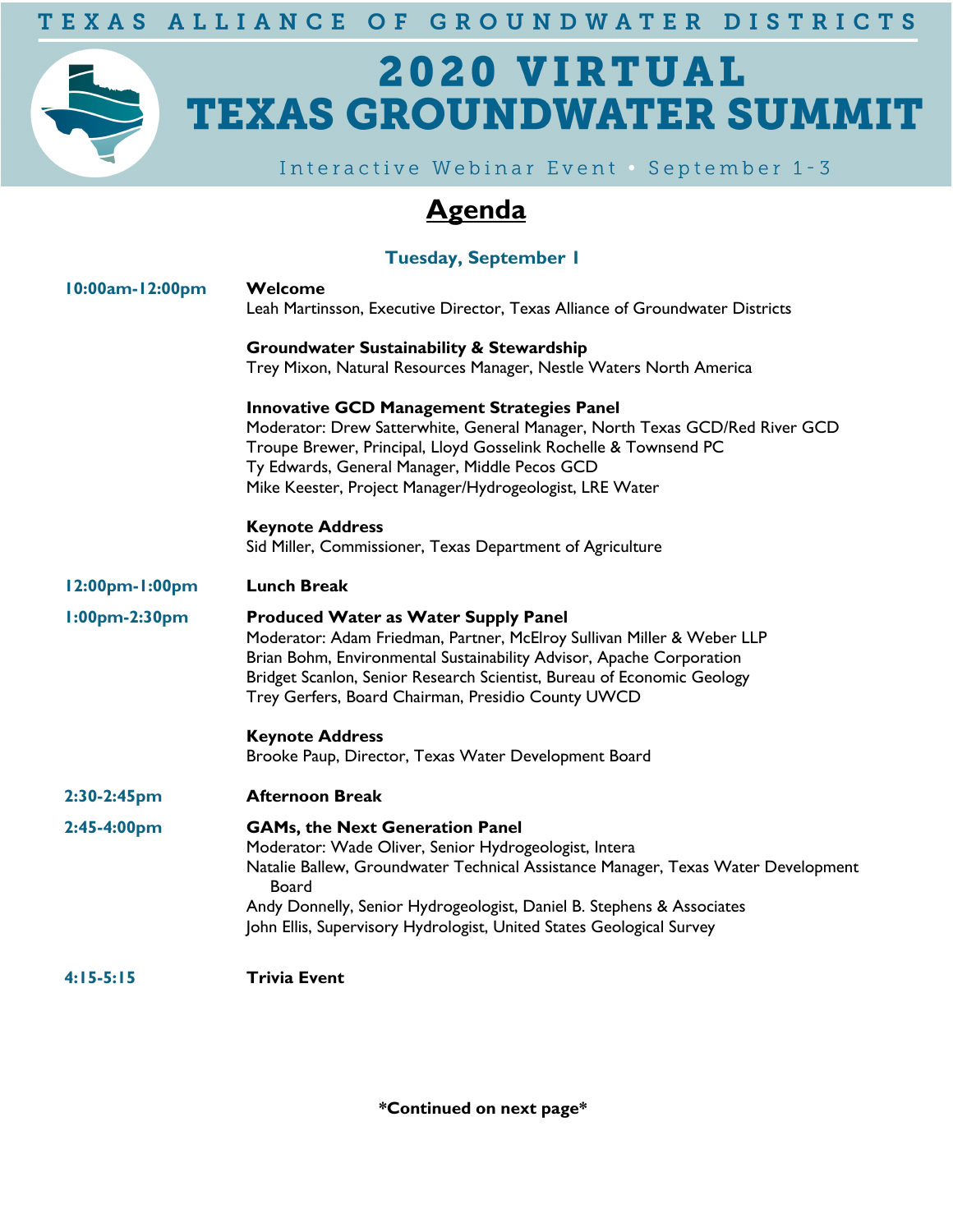TEXAS ALLIANCE OF GROUNDWATER DISTRICTS

# 2020 VIRTUAL TEXAS GROUNDWATER SUMMIT

Interactive Webinar Event • September 1-3

## Agenda

### Tuesday, September 1

**10:00am-12:00pm**

**Welcome**
Leah Martinsson, Executive Director, Texas Alliance of Groundwater Districts

**Groundwater Sustainability & Stewardship**
Trey Mixon, Natural Resources Manager, Nestle Waters North America

**Innovative GCD Management Strategies Panel**
Moderator: Drew Satterwhite, General Manager, North Texas GCD/Red River GCD
Troupe Brewer, Principal, Lloyd Gosselink Rochelle & Townsend PC
Ty Edwards, General Manager, Middle Pecos GCD
Mike Keester, Project Manager/Hydrogeologist, LRE Water

**Keynote Address**
Sid Miller, Commissioner, Texas Department of Agriculture

**12:00pm-1:00pm**

**Lunch Break**

**1:00pm-2:30pm**

**Produced Water as Water Supply Panel**
Moderator: Adam Friedman, Partner, McElroy Sullivan Miller & Weber LLP
Brian Bohm, Environmental Sustainability Advisor, Apache Corporation
Bridget Scanlon, Senior Research Scientist, Bureau of Economic Geology
Trey Gerfers, Board Chairman, Presidio County UWCD

**Keynote Address**
Brooke Paup, Director, Texas Water Development Board

**2:30-2:45pm**

**Afternoon Break**

**2:45-4:00pm**

**GAMs, the Next Generation Panel**
Moderator: Wade Oliver, Senior Hydrogeologist, Intera
Natalie Ballew, Groundwater Technical Assistance Manager, Texas Water Development Board
Andy Donnelly, Senior Hydrogeologist, Daniel B. Stephens & Associates
John Ellis, Supervisory Hydrologist, United States Geological Survey

**4:15-5:15**

**Trivia Event**

***Continued on next page***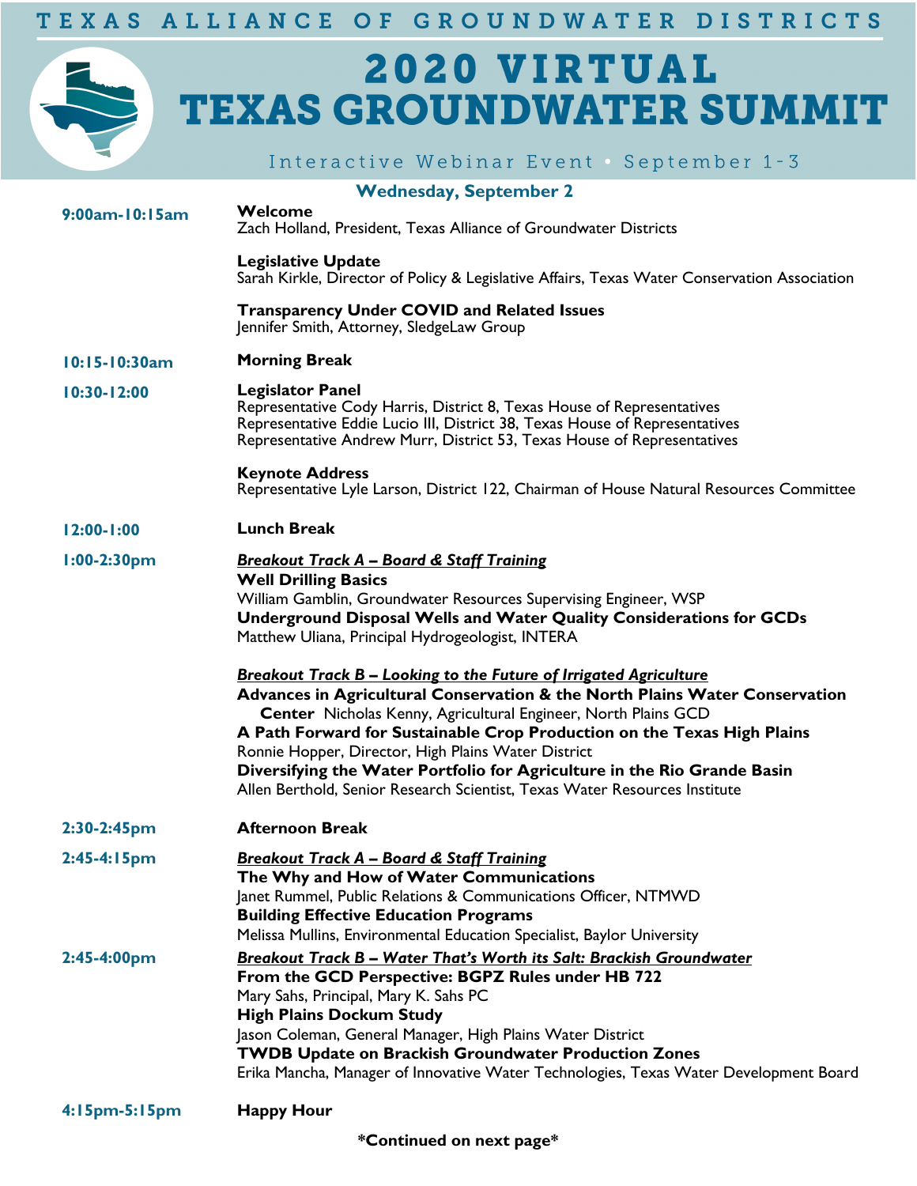TEXAS ALLIANCE OF GROUNDWATER DISTRICTS

# 2020 VIRTUAL TEXAS GROUNDWATER SUMMIT

Interactive Webinar Event • September 1-3

## Wednesday, September 2

**9:00am-10:15am**

**Welcome**
Zach Holland, President, Texas Alliance of Groundwater Districts

**Legislative Update**
Sarah Kirkle, Director of Policy & Legislative Affairs, Texas Water Conservation Association

**Transparency Under COVID and Related Issues**
Jennifer Smith, Attorney, SledgeLaw Group

**10:15-10:30am**

**Morning Break**

**10:30-12:00**

**Legislator Panel**
Representative Cody Harris, District 8, Texas House of Representatives
Representative Eddie Lucio III, District 38, Texas House of Representatives
Representative Andrew Murr, District 53, Texas House of Representatives

**Keynote Address**
Representative Lyle Larson, District 122, Chairman of House Natural Resources Committee

**12:00-1:00**

**Lunch Break**

**1:00-2:30pm**

***Breakout Track A – Board & Staff Training***

**Well Drilling Basics**
William Gamblin, Groundwater Resources Supervising Engineer, WSP

**Underground Disposal Wells and Water Quality Considerations for GCDs**
Matthew Uliana, Principal Hydrogeologist, INTERA

***Breakout Track B – Looking to the Future of Irrigated Agriculture***

**Advances in Agricultural Conservation & the North Plains Water Conservation Center**
Nicholas Kenny, Agricultural Engineer, North Plains GCD

**A Path Forward for Sustainable Crop Production on the Texas High Plains**
Ronnie Hopper, Director, High Plains Water District

**Diversifying the Water Portfolio for Agriculture in the Rio Grande Basin**
Allen Berthold, Senior Research Scientist, Texas Water Resources Institute

**2:30-2:45pm**

**Afternoon Break**

**2:45-4:15pm**

***Breakout Track A – Board & Staff Training***

**The Why and How of Water Communications**
Janet Rummel, Public Relations & Communications Officer, NTMWD

**Building Effective Education Programs**
Melissa Mullins, Environmental Education Specialist, Baylor University

**2:45-4:00pm**

***Breakout Track B – Water That's Worth its Salt: Brackish Groundwater***

**From the GCD Perspective: BGPZ Rules under HB 722**
Mary Sahs, Principal, Mary K. Sahs PC

**High Plains Dockum Study**
Jason Coleman, General Manager, High Plains Water District

**TWDB Update on Brackish Groundwater Production Zones**
Erika Mancha, Manager of Innovative Water Technologies, Texas Water Development Board

**4:15pm-5:15pm**

**Happy Hour**

***Continued on next page***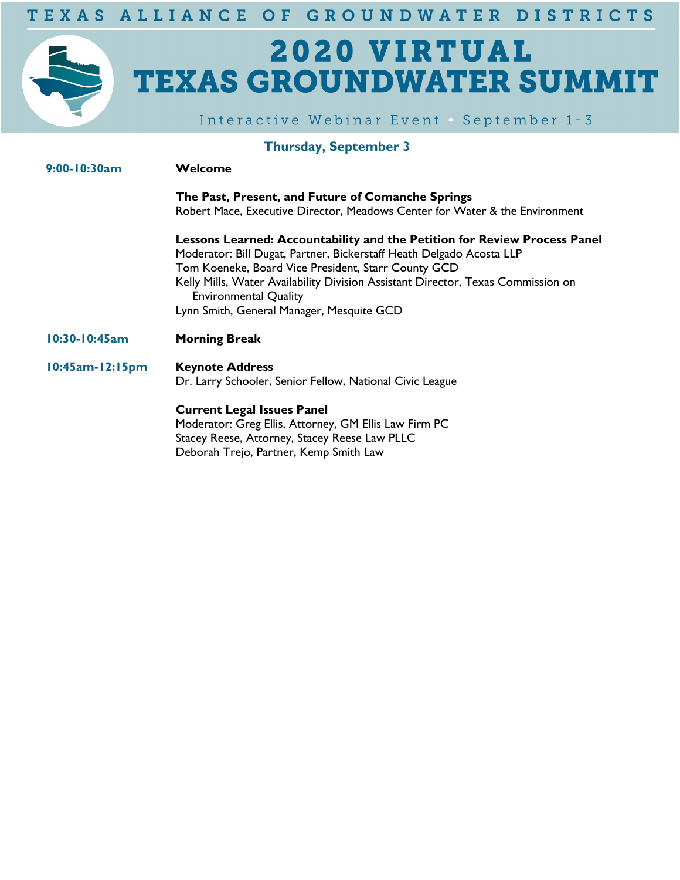TEXAS ALLIANCE OF GROUNDWATER DISTRICTS

# 2020 VIRTUAL TEXAS GROUNDWATER SUMMIT

Interactive Webinar Event • September 1-3

## Thursday, September 3

**9:00-10:30am**

**Welcome**

**The Past, Present, and Future of Comanche Springs**
Robert Mace, Executive Director, Meadows Center for Water & the Environment

**Lessons Learned: Accountability and the Petition for Review Process Panel**
Moderator: Bill Dugat, Partner, Bickerstaff Heath Delgado Acosta LLP
Tom Koeneke, Board Vice President, Starr County GCD
Kelly Mills, Water Availability Division Assistant Director, Texas Commission on Environmental Quality
Lynn Smith, General Manager, Mesquite GCD

**10:30-10:45am**

**Morning Break**

**10:45am-12:15pm**

**Keynote Address**
Dr. Larry Schooler, Senior Fellow, National Civic League

**Current Legal Issues Panel**
Moderator: Greg Ellis, Attorney, GM Ellis Law Firm PC
Stacey Reese, Attorney, Stacey Reese Law PLLC
Deborah Trejo, Partner, Kemp Smith Law